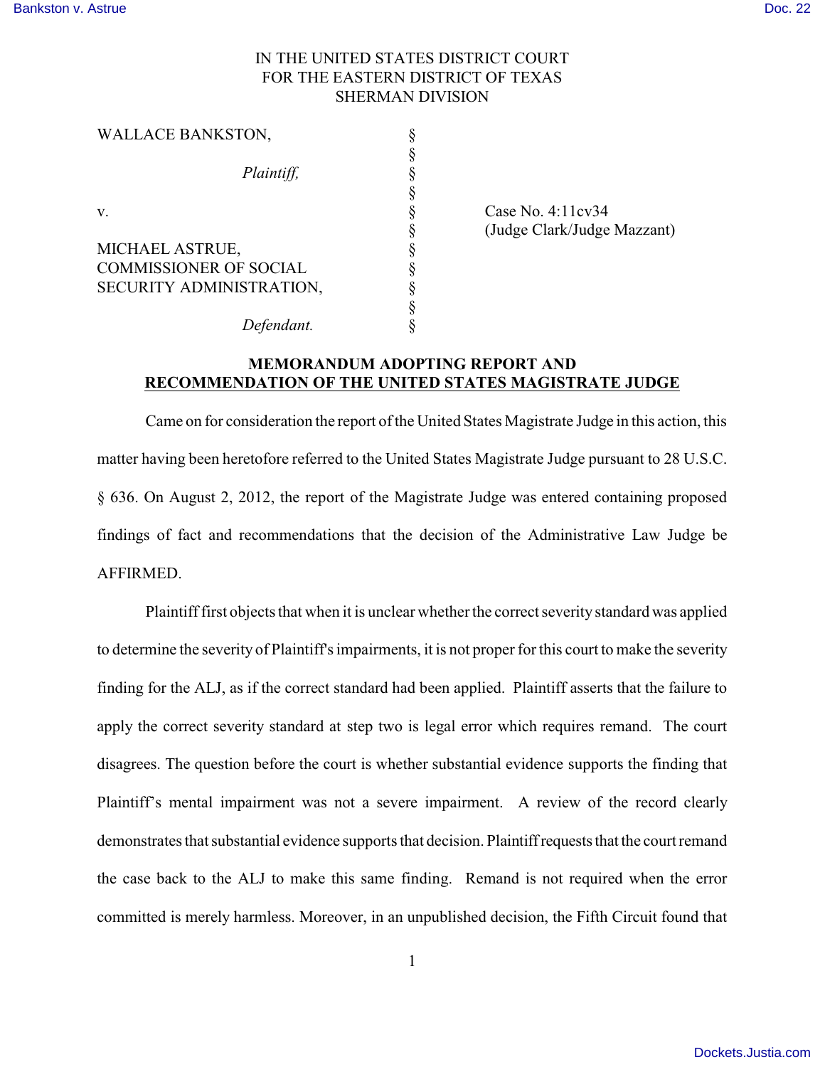IN THE UNITED STATES DISTRICT COURT
FOR THE EASTERN DISTRICT OF TEXAS
SHERMAN DIVISION

| | | |
|---|---|---|
| WALLACE BANKSTON, | § | |
| | § | |
| *Plaintiff,* | § | |
| | § | |
| v. | § | Case No. 4:11cv34 |
| | § | (Judge Clark/Judge Mazzant) |
| MICHAEL ASTRUE, | § | |
| COMMISSIONER OF SOCIAL | § | |
| SECURITY ADMINISTRATION, | § | |
| | § | |
| *Defendant.* | § | |

**MEMORANDUM ADOPTING REPORT AND RECOMMENDATION OF THE UNITED STATES MAGISTRATE JUDGE**

Came on for consideration the report of the United States Magistrate Judge in this action, this matter having been heretofore referred to the United States Magistrate Judge pursuant to 28 U.S.C. § 636. On August 2, 2012, the report of the Magistrate Judge was entered containing proposed findings of fact and recommendations that the decision of the Administrative Law Judge be AFFIRMED.

Plaintiff first objects that when it is unclear whether the correct severity standard was applied to determine the severity of Plaintiff's impairments, it is not proper for this court to make the severity finding for the ALJ, as if the correct standard had been applied. Plaintiff asserts that the failure to apply the correct severity standard at step two is legal error which requires remand. The court disagrees. The question before the court is whether substantial evidence supports the finding that Plaintiff's mental impairment was not a severe impairment. A review of the record clearly demonstrates that substantial evidence supports that decision. Plaintiff requests that the court remand the case back to the ALJ to make this same finding. Remand is not required when the error committed is merely harmless. Moreover, in an unpublished decision, the Fifth Circuit found that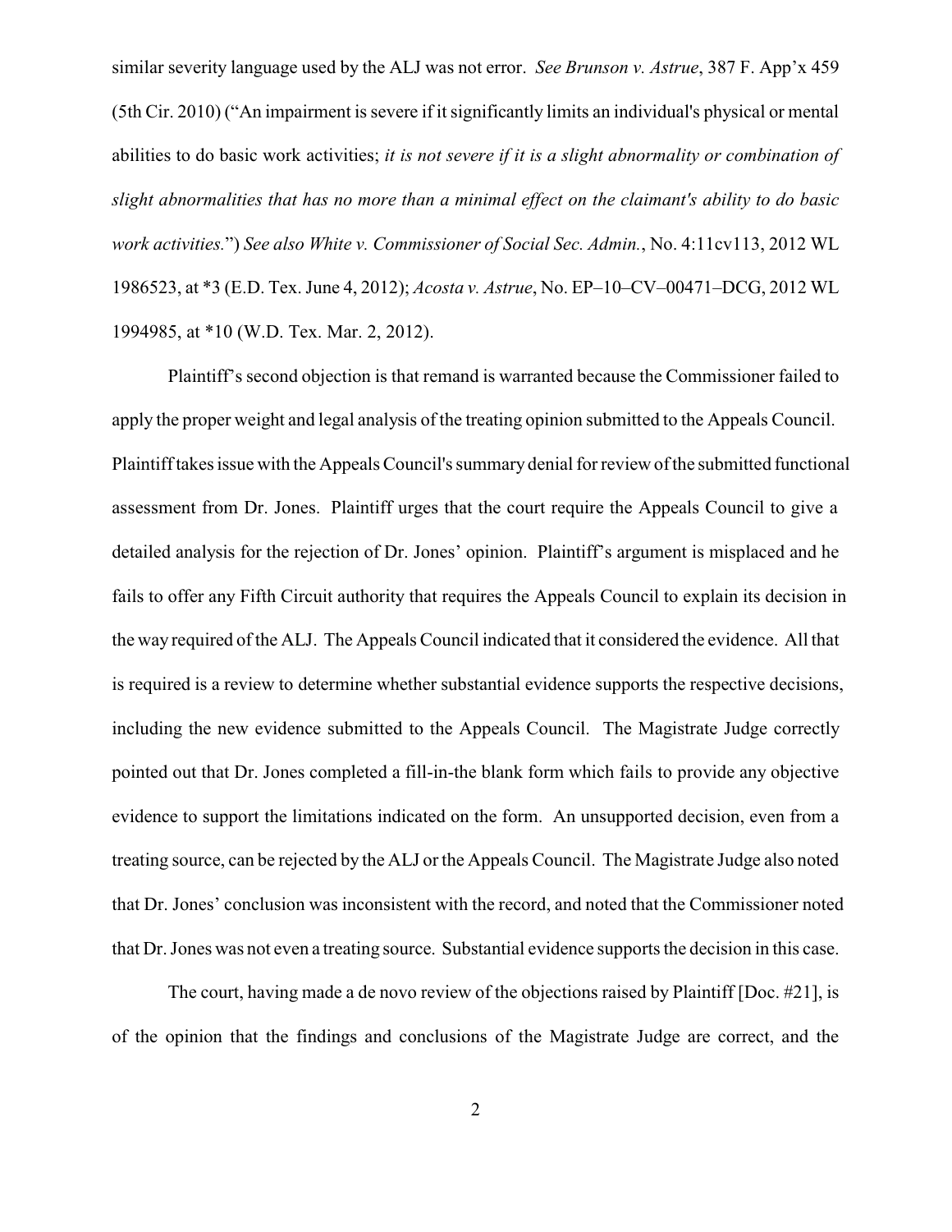similar severity language used by the ALJ was not error. *See Brunson v. Astrue*, 387 F. App'x 459 (5th Cir. 2010) ("An impairment is severe if it significantly limits an individual's physical or mental abilities to do basic work activities; *it is not severe if it is a slight abnormality or combination of slight abnormalities that has no more than a minimal effect on the claimant's ability to do basic work activities.*") *See also White v. Commissioner of Social Sec. Admin.*, No. 4:11cv113, 2012 WL 1986523, at *3 (E.D. Tex. June 4, 2012); *Acosta v. Astrue*, No. EP–10–CV–00471–DCG, 2012 WL 1994985, at *10 (W.D. Tex. Mar. 2, 2012).

Plaintiff's second objection is that remand is warranted because the Commissioner failed to apply the proper weight and legal analysis of the treating opinion submitted to the Appeals Council. Plaintiff takes issue with the Appeals Council's summary denial for review of the submitted functional assessment from Dr. Jones. Plaintiff urges that the court require the Appeals Council to give a detailed analysis for the rejection of Dr. Jones' opinion. Plaintiff's argument is misplaced and he fails to offer any Fifth Circuit authority that requires the Appeals Council to explain its decision in the way required of the ALJ. The Appeals Council indicated that it considered the evidence. All that is required is a review to determine whether substantial evidence supports the respective decisions, including the new evidence submitted to the Appeals Council. The Magistrate Judge correctly pointed out that Dr. Jones completed a fill-in-the blank form which fails to provide any objective evidence to support the limitations indicated on the form. An unsupported decision, even from a treating source, can be rejected by the ALJ or the Appeals Council. The Magistrate Judge also noted that Dr. Jones' conclusion was inconsistent with the record, and noted that the Commissioner noted that Dr. Jones was not even a treating source. Substantial evidence supports the decision in this case.

The court, having made a de novo review of the objections raised by Plaintiff [Doc. #21], is of the opinion that the findings and conclusions of the Magistrate Judge are correct, and the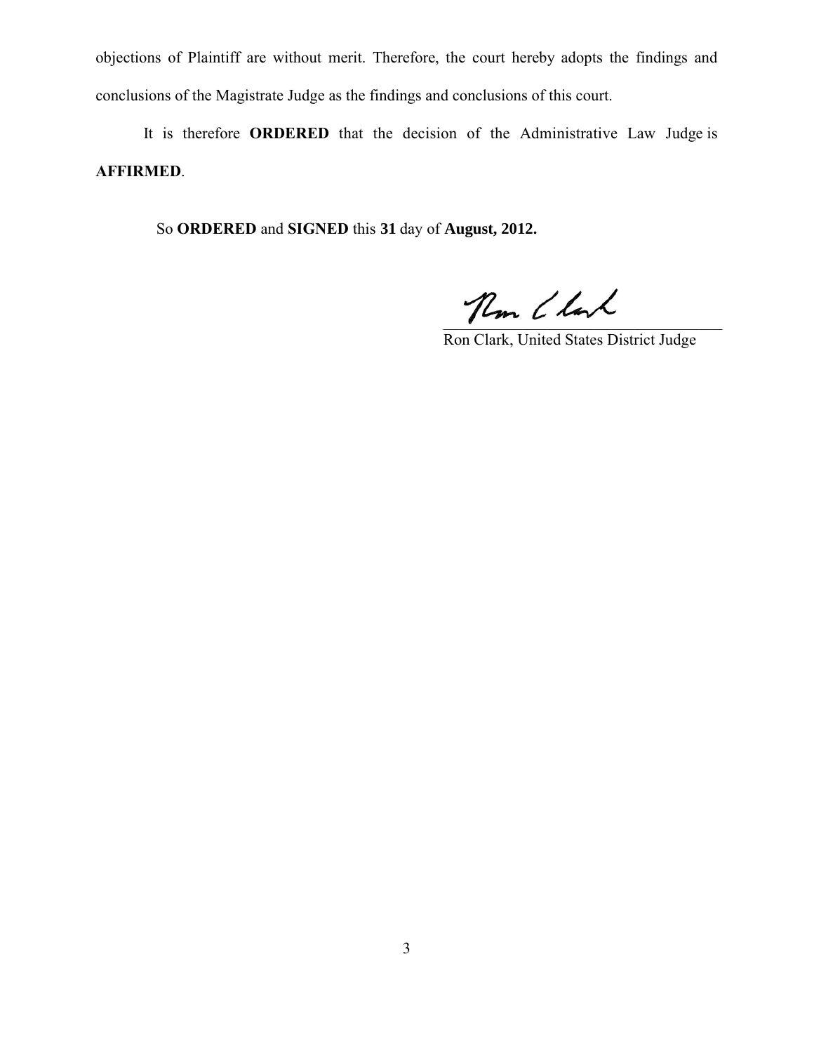objections of Plaintiff are without merit. Therefore, the court hereby adopts the findings and conclusions of the Magistrate Judge as the findings and conclusions of this court.

It is therefore **ORDERED** that the decision of the Administrative Law Judge is **AFFIRMED**.

So **ORDERED** and **SIGNED** this **31** day of **August, 2012.**

Ron Clark, United States District Judge